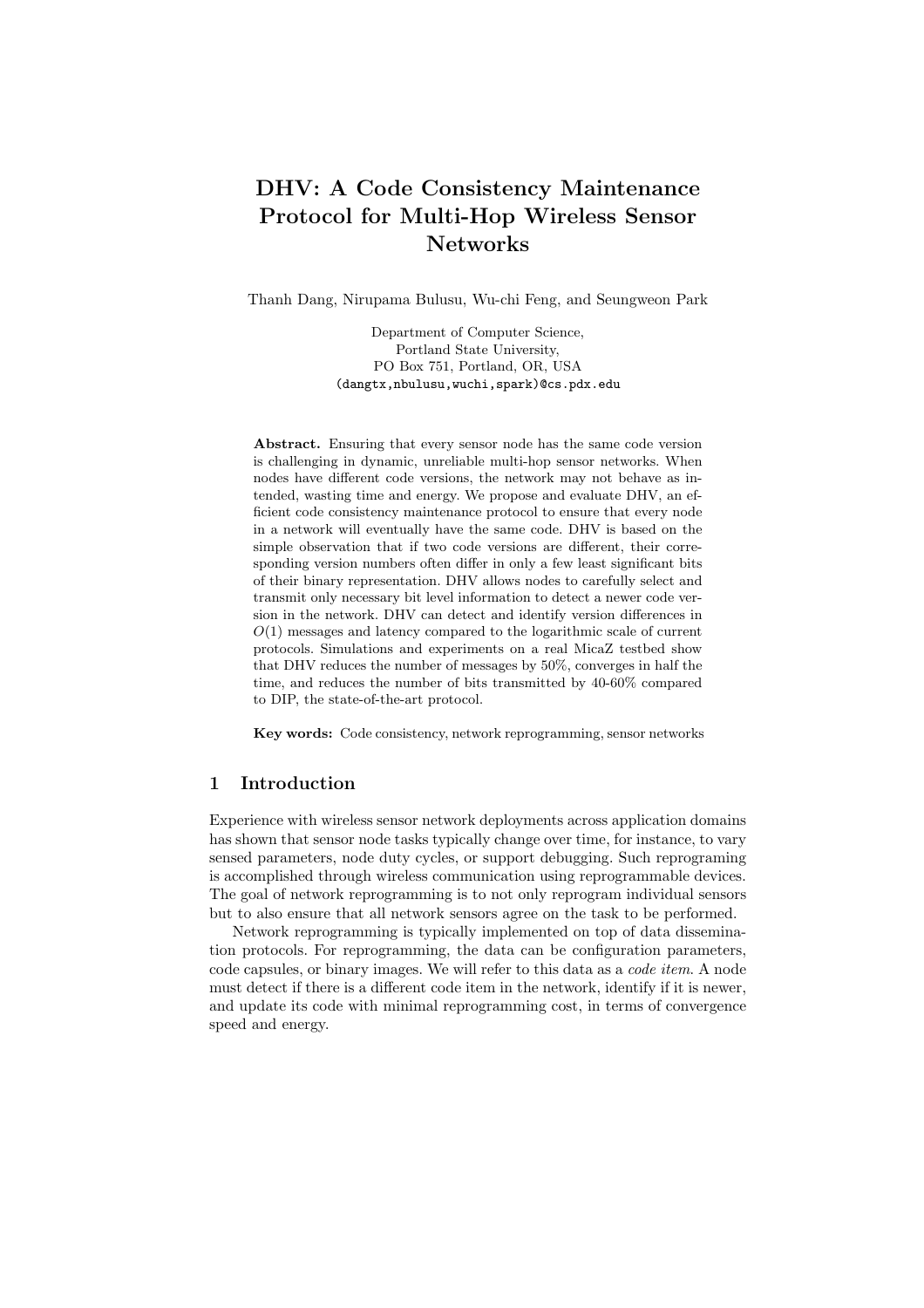# DHV: A Code Consistency Maintenance Protocol for Multi-Hop Wireless Sensor Networks

Thanh Dang, Nirupama Bulusu, Wu-chi Feng, and Seungweon Park

Department of Computer Science,
Portland State University,
PO Box 751, Portland, OR, USA
(dangtx,nbulusu,wuchi,spark)@cs.pdx.edu

**Abstract.** Ensuring that every sensor node has the same code version is challenging in dynamic, unreliable multi-hop sensor networks. When nodes have different code versions, the network may not behave as intended, wasting time and energy. We propose and evaluate DHV, an efficient code consistency maintenance protocol to ensure that every node in a network will eventually have the same code. DHV is based on the simple observation that if two code versions are different, their corresponding version numbers often differ in only a few least significant bits of their binary representation. DHV allows nodes to carefully select and transmit only necessary bit level information to detect a newer code version in the network. DHV can detect and identify version differences in $O(1)$ messages and latency compared to the logarithmic scale of current protocols. Simulations and experiments on a real MicaZ testbed show that DHV reduces the number of messages by 50%, converges in half the time, and reduces the number of bits transmitted by 40-60% compared to DIP, the state-of-the-art protocol.

**Key words:** Code consistency, network reprogramming, sensor networks

## 1 Introduction

Experience with wireless sensor network deployments across application domains has shown that sensor node tasks typically change over time, for instance, to vary sensed parameters, node duty cycles, or support debugging. Such reprograming is accomplished through wireless communication using reprogrammable devices. The goal of network reprogramming is to not only reprogram individual sensors but to also ensure that all network sensors agree on the task to be performed.

Network reprogramming is typically implemented on top of data dissemination protocols. For reprogramming, the data can be configuration parameters, code capsules, or binary images. We will refer to this data as a *code item*. A node must detect if there is a different code item in the network, identify if it is newer, and update its code with minimal reprogramming cost, in terms of convergence speed and energy.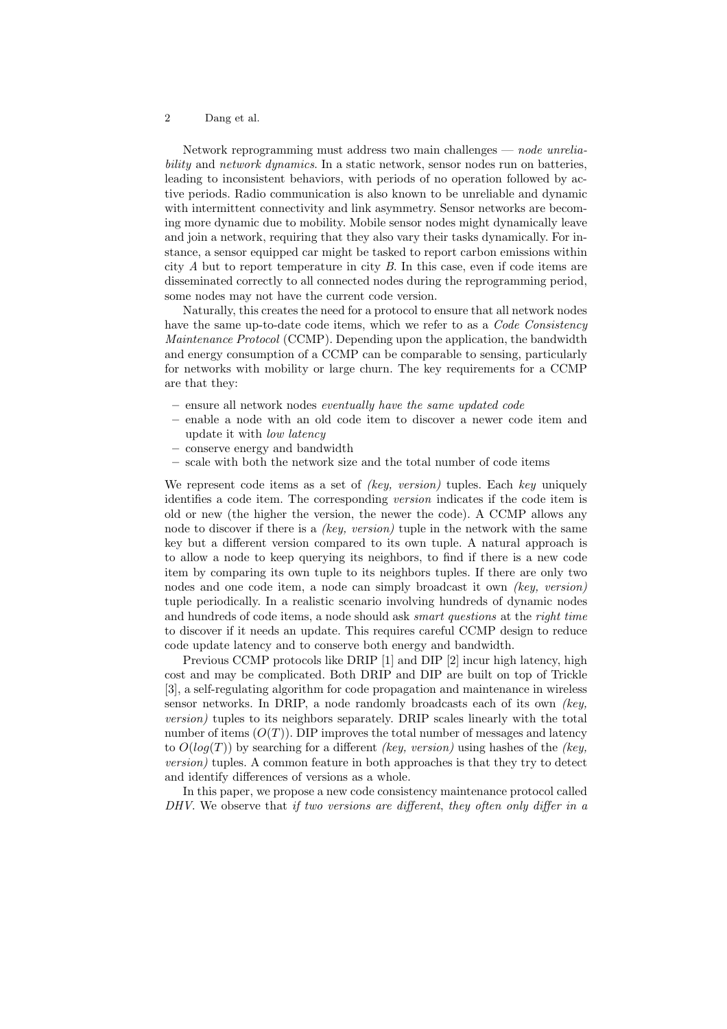Network reprogramming must address two main challenges — *node unreliability* and *network dynamics*. In a static network, sensor nodes run on batteries, leading to inconsistent behaviors, with periods of no operation followed by active periods. Radio communication is also known to be unreliable and dynamic with intermittent connectivity and link asymmetry. Sensor networks are becoming more dynamic due to mobility. Mobile sensor nodes might dynamically leave and join a network, requiring that they also vary their tasks dynamically. For instance, a sensor equipped car might be tasked to report carbon emissions within city $A$ but to report temperature in city $B$. In this case, even if code items are disseminated correctly to all connected nodes during the reprogramming period, some nodes may not have the current code version.

Naturally, this creates the need for a protocol to ensure that all network nodes have the same up-to-date code items, which we refer to as a *Code Consistency Maintenance Protocol* (CCMP). Depending upon the application, the bandwidth and energy consumption of a CCMP can be comparable to sensing, particularly for networks with mobility or large churn. The key requirements for a CCMP are that they:

- ensure all network nodes *eventually have the same updated code*
- enable a node with an old code item to discover a newer code item and update it with *low latency*
- conserve energy and bandwidth
- scale with both the network size and the total number of code items

We represent code items as a set of *(key, version)* tuples. Each *key* uniquely identifies a code item. The corresponding *version* indicates if the code item is old or new (the higher the version, the newer the code). A CCMP allows any node to discover if there is a *(key, version)* tuple in the network with the same key but a different version compared to its own tuple. A natural approach is to allow a node to keep querying its neighbors, to find if there is a new code item by comparing its own tuple to its neighbors tuples. If there are only two nodes and one code item, a node can simply broadcast it own *(key, version)* tuple periodically. In a realistic scenario involving hundreds of dynamic nodes and hundreds of code items, a node should ask *smart questions* at the *right time* to discover if it needs an update. This requires careful CCMP design to reduce code update latency and to conserve both energy and bandwidth.

Previous CCMP protocols like DRIP [1] and DIP [2] incur high latency, high cost and may be complicated. Both DRIP and DIP are built on top of Trickle [3], a self-regulating algorithm for code propagation and maintenance in wireless sensor networks. In DRIP, a node randomly broadcasts each of its own *(key, version)* tuples to its neighbors separately. DRIP scales linearly with the total number of items ($O(T)$). DIP improves the total number of messages and latency to $O(log(T))$ by searching for a different *(key, version)* using hashes of the *(key, version)* tuples. A common feature in both approaches is that they try to detect and identify differences of versions as a whole.

In this paper, we propose a new code consistency maintenance protocol called *DHV*. We observe that *if two versions are different, they often only differ in a*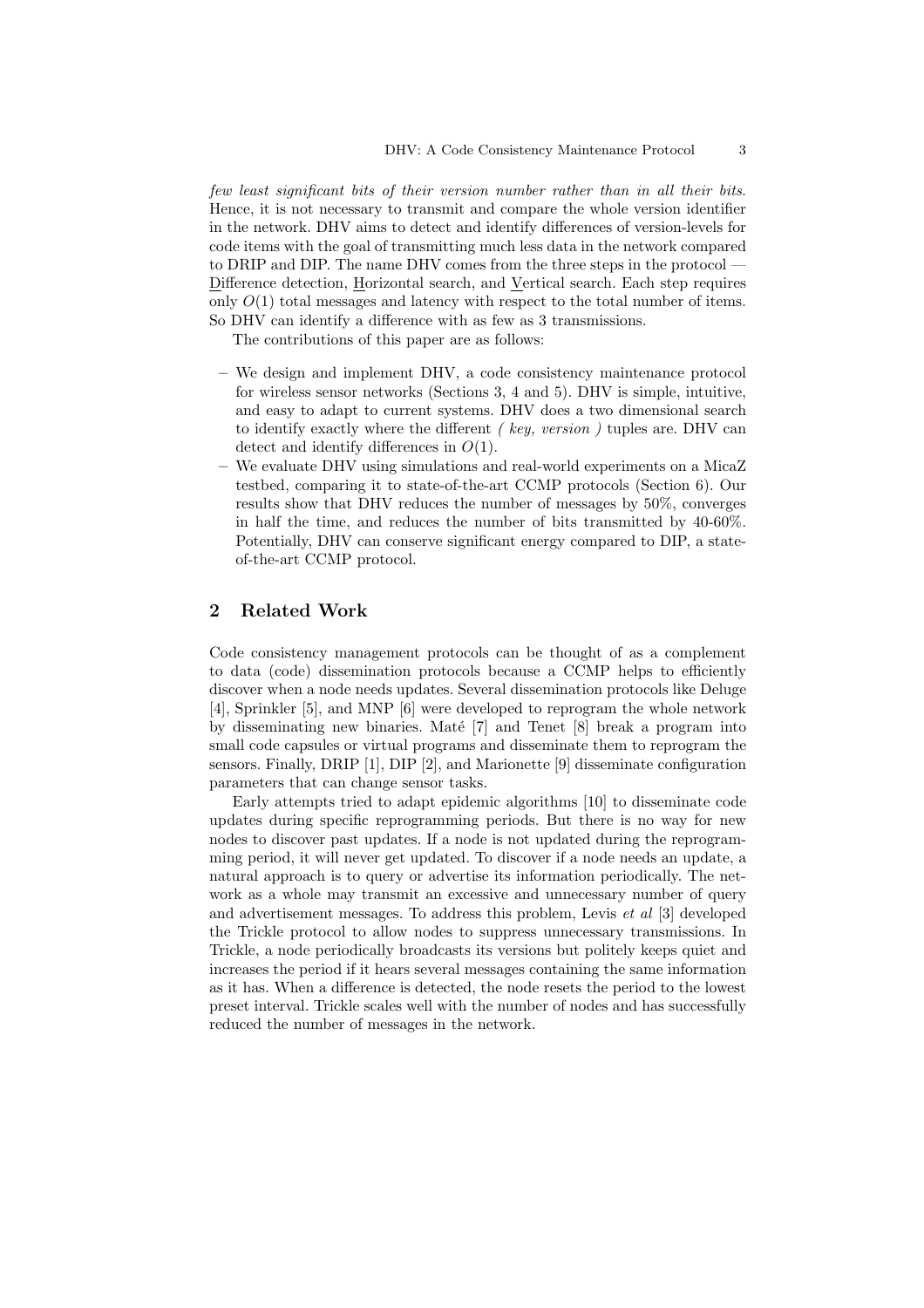*few least significant bits of their version number rather than in all their bits*. Hence, it is not necessary to transmit and compare the whole version identifier in the network. DHV aims to detect and identify differences of version-levels for code items with the goal of transmitting much less data in the network compared to DRIP and DIP. The name DHV comes from the three steps in the protocol — Difference detection, Horizontal search, and Vertical search. Each step requires only $O(1)$ total messages and latency with respect to the total number of items. So DHV can identify a difference with as few as 3 transmissions.

The contributions of this paper are as follows:

- We design and implement DHV, a code consistency maintenance protocol for wireless sensor networks (Sections 3, 4 and 5). DHV is simple, intuitive, and easy to adapt to current systems. DHV does a two dimensional search to identify exactly where the different *( key, version )* tuples are. DHV can detect and identify differences in $O(1)$.
- We evaluate DHV using simulations and real-world experiments on a MicaZ testbed, comparing it to state-of-the-art CCMP protocols (Section 6). Our results show that DHV reduces the number of messages by 50%, converges in half the time, and reduces the number of bits transmitted by 40-60%. Potentially, DHV can conserve significant energy compared to DIP, a state-of-the-art CCMP protocol.

## 2 Related Work

Code consistency management protocols can be thought of as a complement to data (code) dissemination protocols because a CCMP helps to efficiently discover when a node needs updates. Several dissemination protocols like Deluge [4], Sprinkler [5], and MNP [6] were developed to reprogram the whole network by disseminating new binaries. Maté [7] and Tenet [8] break a program into small code capsules or virtual programs and disseminate them to reprogram the sensors. Finally, DRIP [1], DIP [2], and Marionette [9] disseminate configuration parameters that can change sensor tasks.

Early attempts tried to adapt epidemic algorithms [10] to disseminate code updates during specific reprogramming periods. But there is no way for new nodes to discover past updates. If a node is not updated during the reprogramming period, it will never get updated. To discover if a node needs an update, a natural approach is to query or advertise its information periodically. The network as a whole may transmit an excessive and unnecessary number of query and advertisement messages. To address this problem, Levis *et al* [3] developed the Trickle protocol to allow nodes to suppress unnecessary transmissions. In Trickle, a node periodically broadcasts its versions but politely keeps quiet and increases the period if it hears several messages containing the same information as it has. When a difference is detected, the node resets the period to the lowest preset interval. Trickle scales well with the number of nodes and has successfully reduced the number of messages in the network.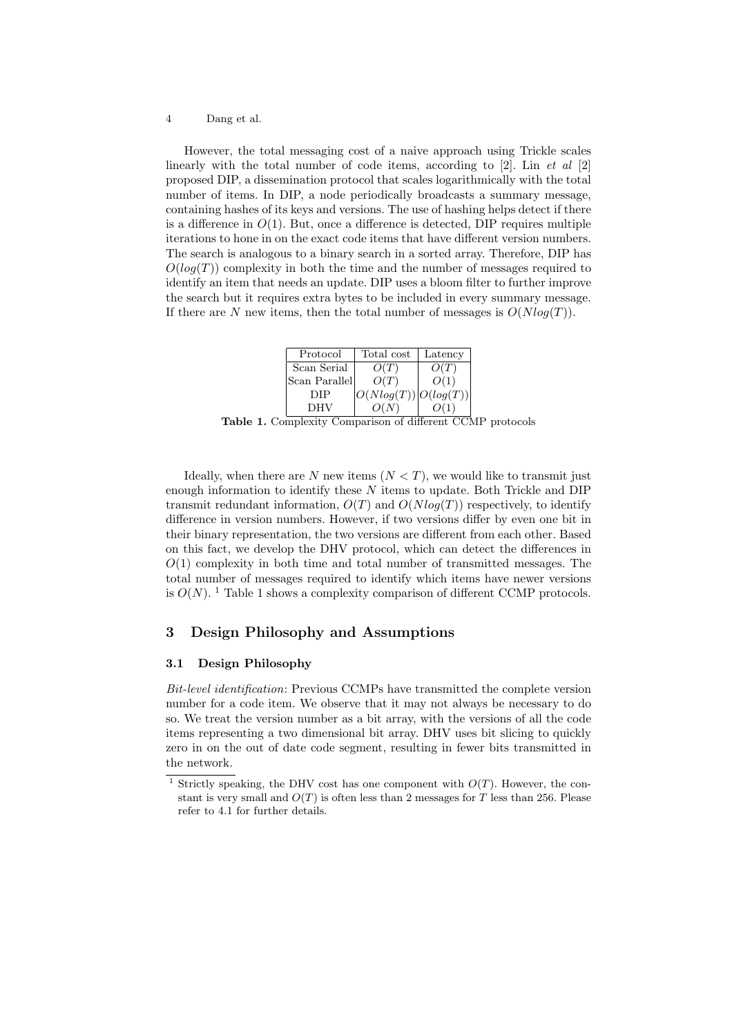However, the total messaging cost of a naive approach using Trickle scales linearly with the total number of code items, according to [2]. Lin *et al* [2] proposed DIP, a dissemination protocol that scales logarithmically with the total number of items. In DIP, a node periodically broadcasts a summary message, containing hashes of its keys and versions. The use of hashing helps detect if there is a difference in $O(1)$. But, once a difference is detected, DIP requires multiple iterations to hone in on the exact code items that have different version numbers. The search is analogous to a binary search in a sorted array. Therefore, DIP has $O(log(T))$ complexity in both the time and the number of messages required to identify an item that needs an update. DIP uses a bloom filter to further improve the search but it requires extra bytes to be included in every summary message. If there are $N$ new items, then the total number of messages is $O(Nlog(T))$.

| Protocol | Total cost | Latency |
|---|---|---|
| Scan Serial | $O(T)$ | $O(T)$ |
| Scan Parallel | $O(T)$ | $O(1)$ |
| DIP | $O(Nlog(T))$ | $O(log(T))$ |
| DHV | $O(N)$ | $O(1)$ |

**Table 1.** Complexity Comparison of different CCMP protocols

Ideally, when there are $N$ new items ($N < T$), we would like to transmit just enough information to identify these $N$ items to update. Both Trickle and DIP transmit redundant information, $O(T)$ and $O(Nlog(T))$ respectively, to identify difference in version numbers. However, if two versions differ by even one bit in their binary representation, the two versions are different from each other. Based on this fact, we develop the DHV protocol, which can detect the differences in $O(1)$ complexity in both time and total number of transmitted messages. The total number of messages required to identify which items have newer versions is $O(N)$. [1] Table 1 shows a complexity comparison of different CCMP protocols.

## 3 Design Philosophy and Assumptions

### 3.1 Design Philosophy

*Bit-level identification*: Previous CCMPs have transmitted the complete version number for a code item. We observe that it may not always be necessary to do so. We treat the version number as a bit array, with the versions of all the code items representing a two dimensional bit array. DHV uses bit slicing to quickly zero in on the out of date code segment, resulting in fewer bits transmitted in the network.

[1] Strictly speaking, the DHV cost has one component with $O(T)$. However, the constant is very small and $O(T)$ is often less than 2 messages for $T$ less than 256. Please refer to 4.1 for further details.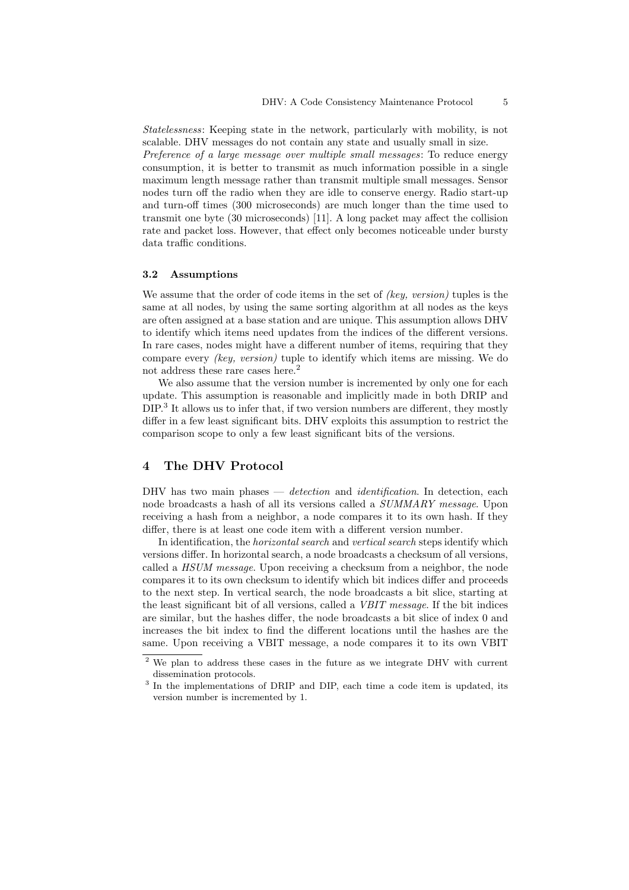*Statelessness*: Keeping state in the network, particularly with mobility, is not scalable. DHV messages do not contain any state and usually small in size.
*Preference of a large message over multiple small messages*: To reduce energy consumption, it is better to transmit as much information possible in a single maximum length message rather than transmit multiple small messages. Sensor nodes turn off the radio when they are idle to conserve energy. Radio start-up and turn-off times (300 microseconds) are much longer than the time used to transmit one byte (30 microseconds) [11]. A long packet may affect the collision rate and packet loss. However, that effect only becomes noticeable under bursty data traffic conditions.

### 3.2 Assumptions

We assume that the order of code items in the set of *(key, version)* tuples is the same at all nodes, by using the same sorting algorithm at all nodes as the keys are often assigned at a base station and are unique. This assumption allows DHV to identify which items need updates from the indices of the different versions. In rare cases, nodes might have a different number of items, requiring that they compare every *(key, version)* tuple to identify which items are missing. We do not address these rare cases here.[2]

We also assume that the version number is incremented by only one for each update. This assumption is reasonable and implicitly made in both DRIP and DIP.[3] It allows us to infer that, if two version numbers are different, they mostly differ in a few least significant bits. DHV exploits this assumption to restrict the comparison scope to only a few least significant bits of the versions.

## 4 The DHV Protocol

DHV has two main phases — *detection* and *identification*. In detection, each node broadcasts a hash of all its versions called a *SUMMARY message*. Upon receiving a hash from a neighbor, a node compares it to its own hash. If they differ, there is at least one code item with a different version number.

In identification, the *horizontal search* and *vertical search* steps identify which versions differ. In horizontal search, a node broadcasts a checksum of all versions, called a *HSUM message*. Upon receiving a checksum from a neighbor, the node compares it to its own checksum to identify which bit indices differ and proceeds to the next step. In vertical search, the node broadcasts a bit slice, starting at the least significant bit of all versions, called a *VBIT message*. If the bit indices are similar, but the hashes differ, the node broadcasts a bit slice of index 0 and increases the bit index to find the different locations until the hashes are the same. Upon receiving a VBIT message, a node compares it to its own VBIT

[2] We plan to address these cases in the future as we integrate DHV with current dissemination protocols.

[3] In the implementations of DRIP and DIP, each time a code item is updated, its version number is incremented by 1.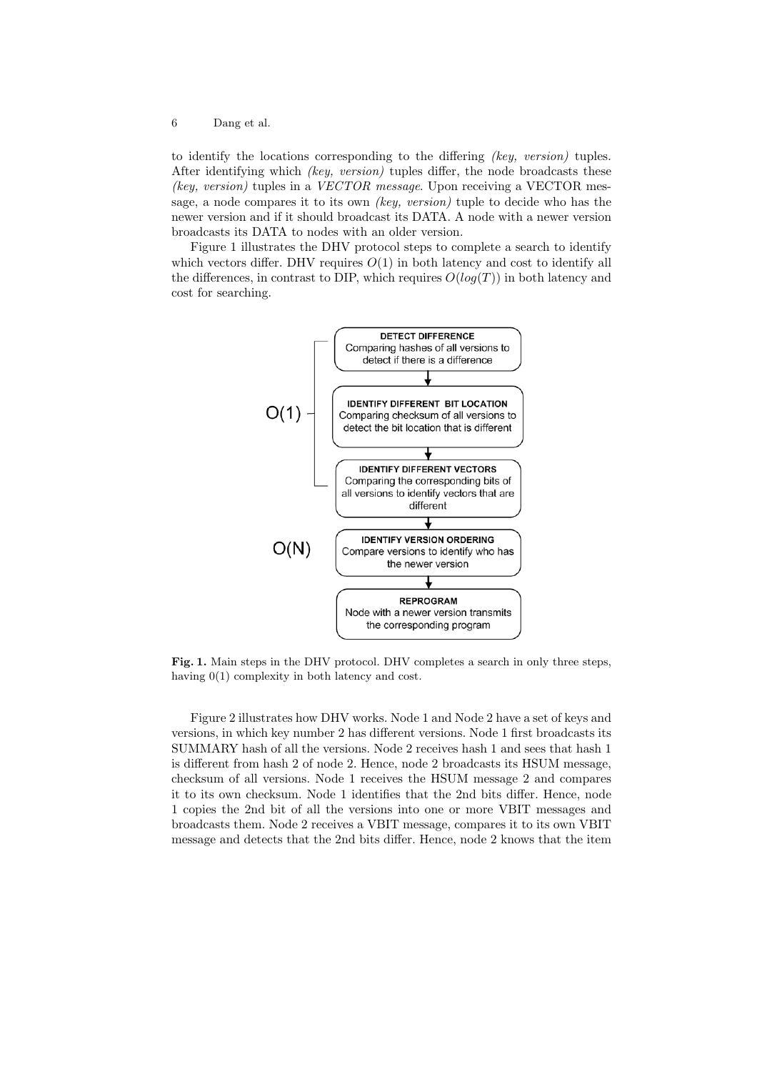to identify the locations corresponding to the differing *(key, version)* tuples. After identifying which *(key, version)* tuples differ, the node broadcasts these *(key, version)* tuples in a *VECTOR message*. Upon receiving a VECTOR message, a node compares it to its own *(key, version)* tuple to decide who has the newer version and if it should broadcast its DATA. A node with a newer version broadcasts its DATA to nodes with an older version.

Figure 1 illustrates the DHV protocol steps to complete a search to identify which vectors differ. DHV requires $O(1)$ in both latency and cost to identify all the differences, in contrast to DIP, which requires $O(log(T))$ in both latency and cost for searching.

**Fig. 1.** Main steps in the DHV protocol. DHV completes a search in only three steps, having 0(1) complexity in both latency and cost.

Figure 2 illustrates how DHV works. Node 1 and Node 2 have a set of keys and versions, in which key number 2 has different versions. Node 1 first broadcasts its SUMMARY hash of all the versions. Node 2 receives hash 1 and sees that hash 1 is different from hash 2 of node 2. Hence, node 2 broadcasts its HSUM message, checksum of all versions. Node 1 receives the HSUM message 2 and compares it to its own checksum. Node 1 identifies that the 2nd bits differ. Hence, node 1 copies the 2nd bit of all the versions into one or more VBIT messages and broadcasts them. Node 2 receives a VBIT message, compares it to its own VBIT message and detects that the 2nd bits differ. Hence, node 2 knows that the item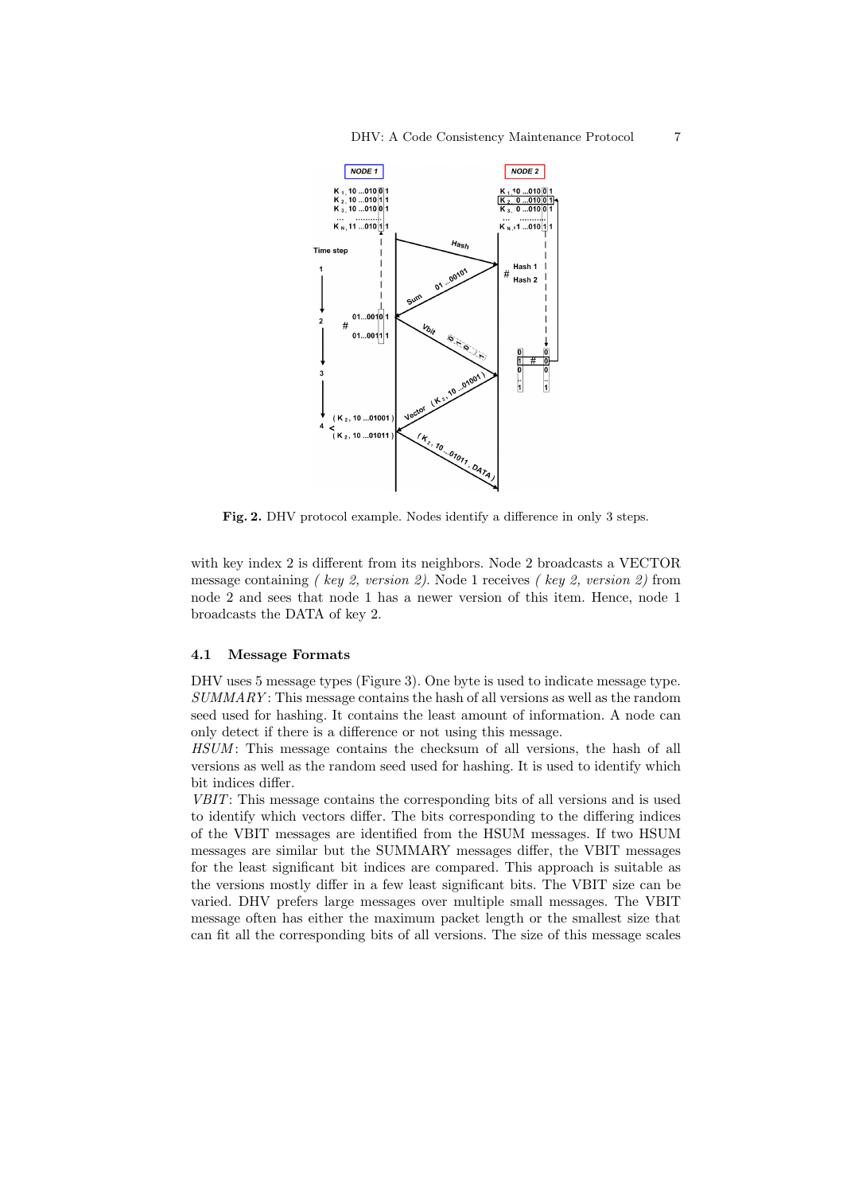**Fig. 2.** DHV protocol example. Nodes identify a difference in only 3 steps.

with key index 2 is different from its neighbors. Node 2 broadcasts a VECTOR message containing *( key 2, version 2)*. Node 1 receives *( key 2, version 2)* from node 2 and sees that node 1 has a newer version of this item. Hence, node 1 broadcasts the DATA of key 2.

### 4.1 Message Formats

DHV uses 5 message types (Figure 3). One byte is used to indicate message type.
*SUMMARY*: This message contains the hash of all versions as well as the random seed used for hashing. It contains the least amount of information. A node can only detect if there is a difference or not using this message.
*HSUM*: This message contains the checksum of all versions, the hash of all versions as well as the random seed used for hashing. It is used to identify which bit indices differ.
*VBIT*: This message contains the corresponding bits of all versions and is used to identify which vectors differ. The bits corresponding to the differing indices of the VBIT messages are identified from the HSUM messages. If two HSUM messages are similar but the SUMMARY messages differ, the VBIT messages for the least significant bit indices are compared. This approach is suitable as the versions mostly differ in a few least significant bits. The VBIT size can be varied. DHV prefers large messages over multiple small messages. The VBIT message often has either the maximum packet length or the smallest size that can fit all the corresponding bits of all versions. The size of this message scales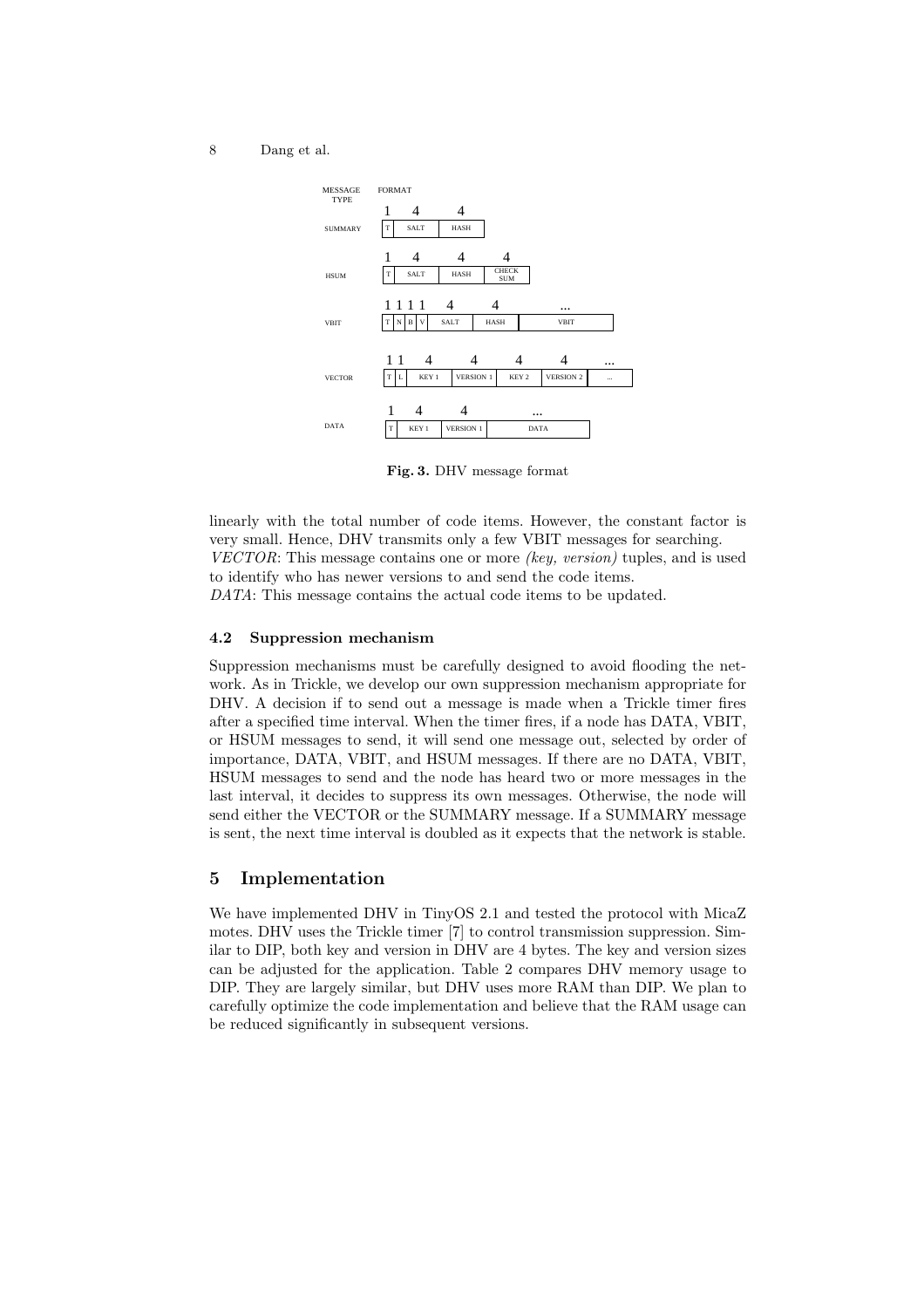| MESSAGE TYPE | FORMAT |
| --- | --- |
| SUMMARY | T (1) \| SALT (4) \| HASH (4) |
| HSUM | T (1) \| SALT (4) \| HASH (4) \| CHECK SUM (4) |
| VBIT | T (1) \| N (1) \| B (1) \| V (1) \| SALT (4) \| HASH (4) \| VBIT (...) |
| VECTOR | T (1) \| L (1) \| KEY 1 (4) \| VERSION 1 (4) \| KEY 2 (4) \| VERSION 2 (4) \| ... (...) |
| DATA | T (1) \| KEY 1 (4) \| VERSION 1 (4) \| DATA (...) |

**Fig. 3.** DHV message format

linearly with the total number of code items. However, the constant factor is very small. Hence, DHV transmits only a few VBIT messages for searching.
*VECTOR*: This message contains one or more *(key, version)* tuples, and is used to identify who has newer versions to and send the code items.
*DATA*: This message contains the actual code items to be updated.

### 4.2 Suppression mechanism

Suppression mechanisms must be carefully designed to avoid flooding the network. As in Trickle, we develop our own suppression mechanism appropriate for DHV. A decision if to send out a message is made when a Trickle timer fires after a specified time interval. When the timer fires, if a node has DATA, VBIT, or HSUM messages to send, it will send one message out, selected by order of importance, DATA, VBIT, and HSUM messages. If there are no DATA, VBIT, HSUM messages to send and the node has heard two or more messages in the last interval, it decides to suppress its own messages. Otherwise, the node will send either the VECTOR or the SUMMARY message. If a SUMMARY message is sent, the next time interval is doubled as it expects that the network is stable.

## 5 Implementation

We have implemented DHV in TinyOS 2.1 and tested the protocol with MicaZ motes. DHV uses the Trickle timer [7] to control transmission suppression. Similar to DIP, both key and version in DHV are 4 bytes. The key and version sizes can be adjusted for the application. Table 2 compares DHV memory usage to DIP. They are largely similar, but DHV uses more RAM than DIP. We plan to carefully optimize the code implementation and believe that the RAM usage can be reduced significantly in subsequent versions.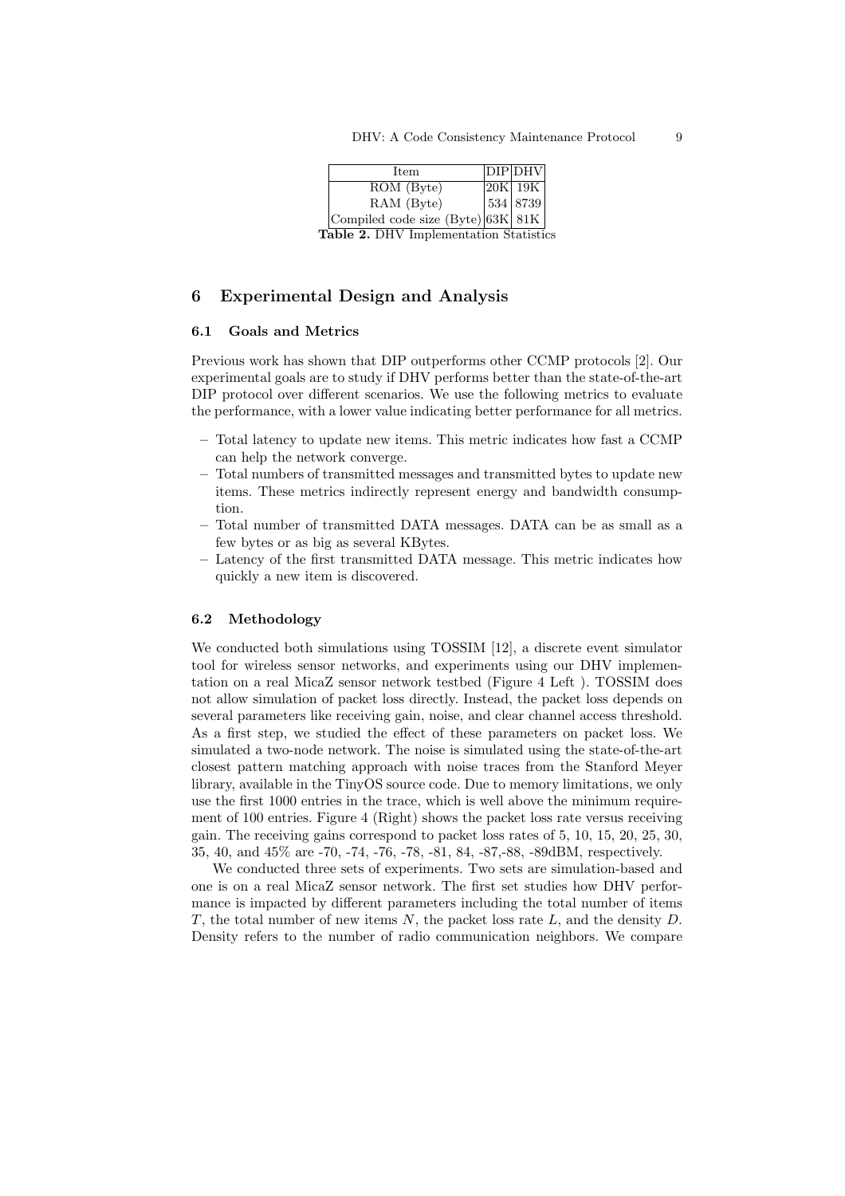| Item | DIP | DHV |
| --- | --- | --- |
| ROM (Byte) | 20K | 19K |
| RAM (Byte) | 534 | 8739 |
| Compiled code size (Byte) | 63K | 81K |

**Table 2.** DHV Implementation Statistics

## 6 Experimental Design and Analysis

### 6.1 Goals and Metrics

Previous work has shown that DIP outperforms other CCMP protocols [2]. Our experimental goals are to study if DHV performs better than the state-of-the-art DIP protocol over different scenarios. We use the following metrics to evaluate the performance, with a lower value indicating better performance for all metrics.

- Total latency to update new items. This metric indicates how fast a CCMP can help the network converge.
- Total numbers of transmitted messages and transmitted bytes to update new items. These metrics indirectly represent energy and bandwidth consumption.
- Total number of transmitted DATA messages. DATA can be as small as a few bytes or as big as several KBytes.
- Latency of the first transmitted DATA message. This metric indicates how quickly a new item is discovered.

### 6.2 Methodology

We conducted both simulations using TOSSIM [12], a discrete event simulator tool for wireless sensor networks, and experiments using our DHV implementation on a real MicaZ sensor network testbed (Figure 4 Left ). TOSSIM does not allow simulation of packet loss directly. Instead, the packet loss depends on several parameters like receiving gain, noise, and clear channel access threshold. As a first step, we studied the effect of these parameters on packet loss. We simulated a two-node network. The noise is simulated using the state-of-the-art closest pattern matching approach with noise traces from the Stanford Meyer library, available in the TinyOS source code. Due to memory limitations, we only use the first 1000 entries in the trace, which is well above the minimum requirement of 100 entries. Figure 4 (Right) shows the packet loss rate versus receiving gain. The receiving gains correspond to packet loss rates of 5, 10, 15, 20, 25, 30, 35, 40, and 45% are -70, -74, -76, -78, -81, 84, -87,-88, -89dBM, respectively.

We conducted three sets of experiments. Two sets are simulation-based and one is on a real MicaZ sensor network. The first set studies how DHV performance is impacted by different parameters including the total number of items $T$, the total number of new items $N$, the packet loss rate $L$, and the density $D$. Density refers to the number of radio communication neighbors. We compare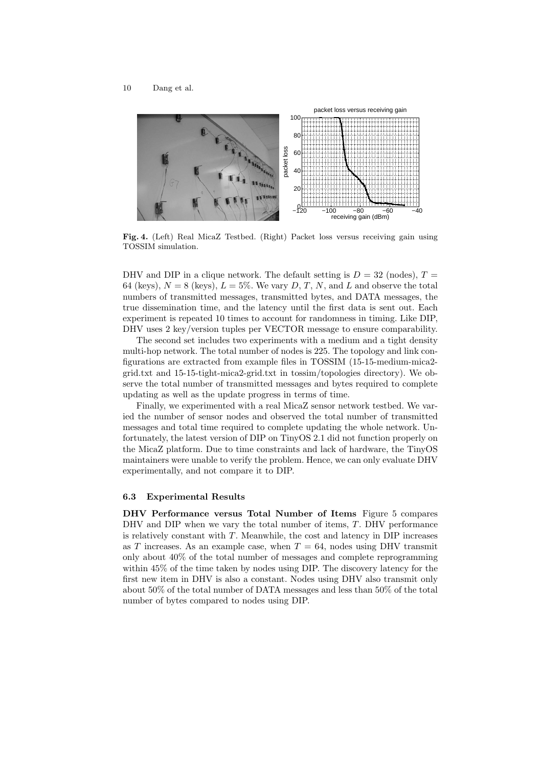**Fig. 4.** (Left) Real MicaZ Testbed. (Right) Packet loss versus receiving gain using TOSSIM simulation.

DHV and DIP in a clique network. The default setting is $D = 32$ (nodes), $T = 64$ (keys), $N = 8$ (keys), $L = 5\%$. We vary $D$, $T$, $N$, and $L$ and observe the total numbers of transmitted messages, transmitted bytes, and DATA messages, the true dissemination time, and the latency until the first data is sent out. Each experiment is repeated 10 times to account for randomness in timing. Like DIP, DHV uses 2 key/version tuples per VECTOR message to ensure comparability.

The second set includes two experiments with a medium and a tight density multi-hop network. The total number of nodes is 225. The topology and link configurations are extracted from example files in TOSSIM (15-15-medium-mica2-grid.txt and 15-15-tight-mica2-grid.txt in tossim/topologies directory). We observe the total number of transmitted messages and bytes required to complete updating as well as the update progress in terms of time.

Finally, we experimented with a real MicaZ sensor network testbed. We varied the number of sensor nodes and observed the total number of transmitted messages and total time required to complete updating the whole network. Unfortunately, the latest version of DIP on TinyOS 2.1 did not function properly on the MicaZ platform. Due to time constraints and lack of hardware, the TinyOS maintainers were unable to verify the problem. Hence, we can only evaluate DHV experimentally, and not compare it to DIP.

### 6.3 Experimental Results

**DHV Performance versus Total Number of Items** Figure 5 compares DHV and DIP when we vary the total number of items, $T$. DHV performance is relatively constant with $T$. Meanwhile, the cost and latency in DIP increases as $T$ increases. As an example case, when $T = 64$, nodes using DHV transmit only about 40% of the total number of messages and complete reprogramming within 45% of the time taken by nodes using DIP. The discovery latency for the first new item in DHV is also a constant. Nodes using DHV also transmit only about 50% of the total number of DATA messages and less than 50% of the total number of bytes compared to nodes using DIP.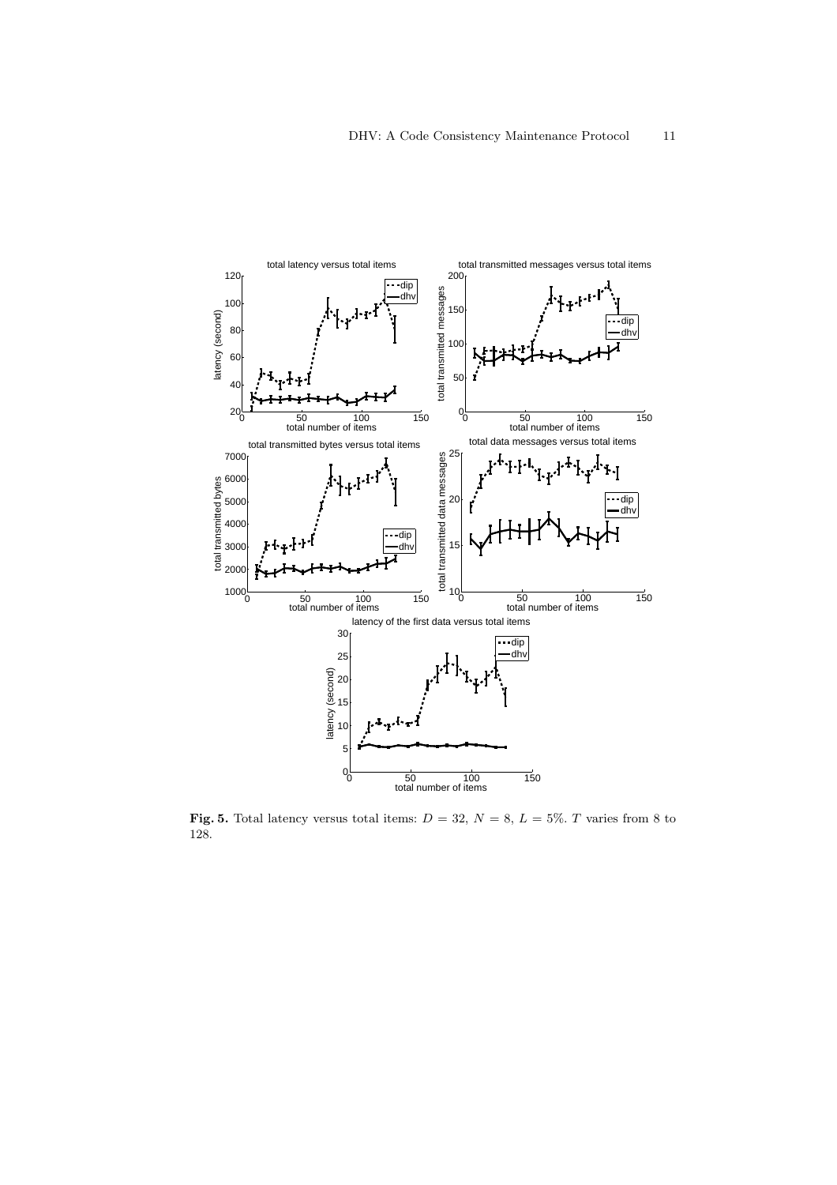**Fig. 5.** Total latency versus total items: $D = 32$, $N = 8$, $L = 5\%$. $T$ varies from 8 to 128.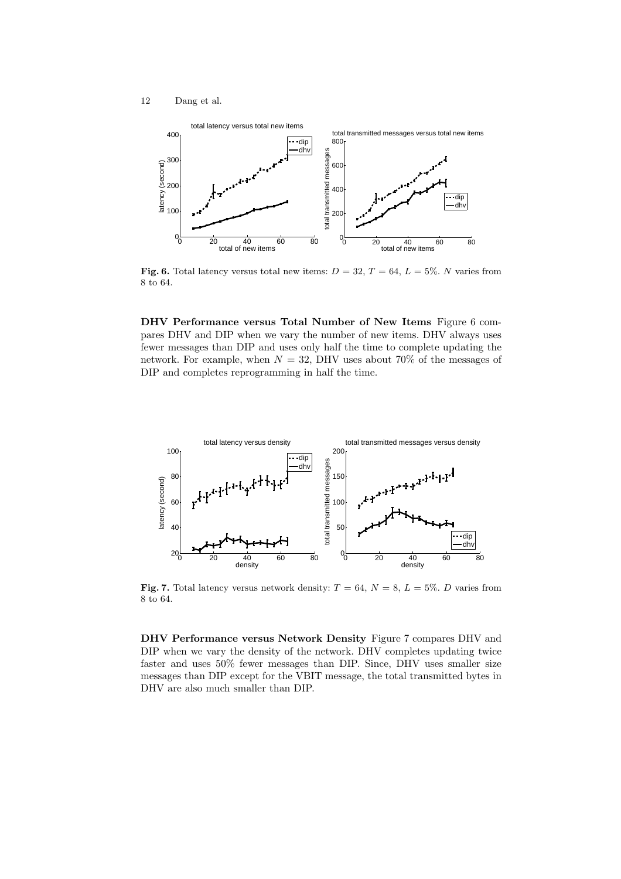**Fig. 6.** Total latency versus total new items: $D = 32$, $T = 64$, $L = 5\%$. $N$ varies from 8 to 64.

**DHV Performance versus Total Number of New Items** Figure 6 compares DHV and DIP when we vary the number of new items. DHV always uses fewer messages than DIP and uses only half the time to complete updating the network. For example, when $N = 32$, DHV uses about 70% of the messages of DIP and completes reprogramming in half the time.

**Fig. 7.** Total latency versus network density: $T = 64$, $N = 8$, $L = 5\%$. $D$ varies from 8 to 64.

**DHV Performance versus Network Density** Figure 7 compares DHV and DIP when we vary the density of the network. DHV completes updating twice faster and uses 50% fewer messages than DIP. Since, DHV uses smaller size messages than DIP except for the VBIT message, the total transmitted bytes in DHV are also much smaller than DIP.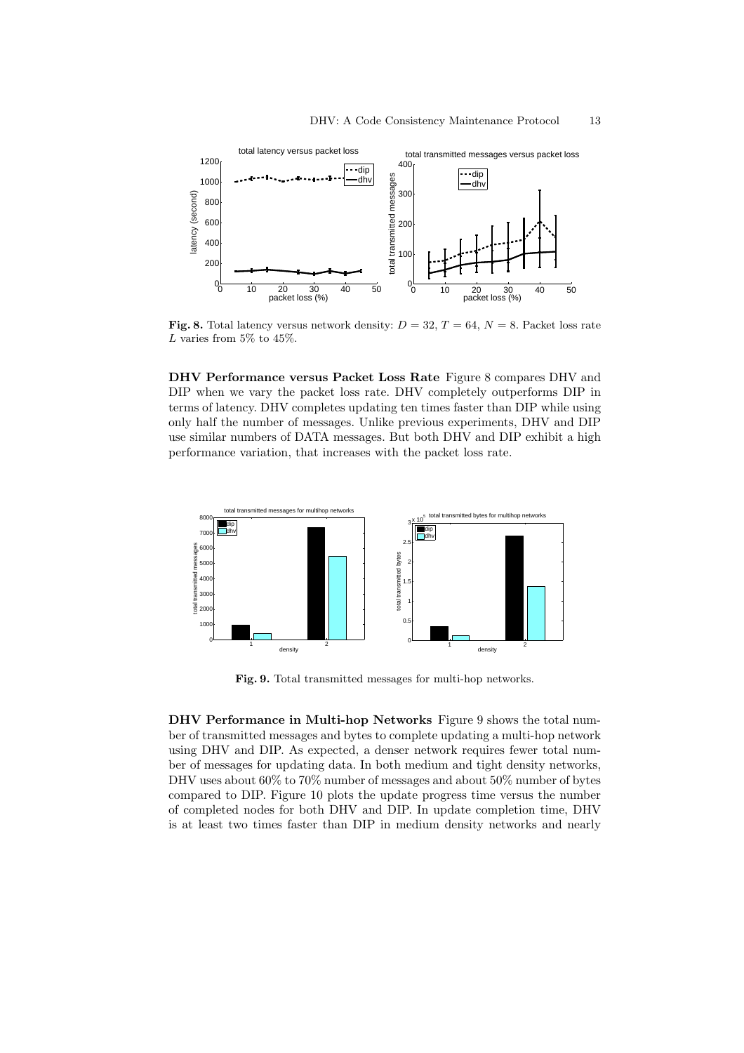**Fig. 8.** Total latency versus network density: $D = 32$, $T = 64$, $N = 8$. Packet loss rate $L$ varies from 5% to 45%.

**DHV Performance versus Packet Loss Rate** Figure 8 compares DHV and DIP when we vary the packet loss rate. DHV completely outperforms DIP in terms of latency. DHV completes updating ten times faster than DIP while using only half the number of messages. Unlike previous experiments, DHV and DIP use similar numbers of DATA messages. But both DHV and DIP exhibit a high performance variation, that increases with the packet loss rate.

**Fig. 9.** Total transmitted messages for multi-hop networks.

**DHV Performance in Multi-hop Networks** Figure 9 shows the total number of transmitted messages and bytes to complete updating a multi-hop network using DHV and DIP. As expected, a denser network requires fewer total number of messages for updating data. In both medium and tight density networks, DHV uses about 60% to 70% number of messages and about 50% number of bytes compared to DIP. Figure 10 plots the update progress time versus the number of completed nodes for both DHV and DIP. In update completion time, DHV is at least two times faster than DIP in medium density networks and nearly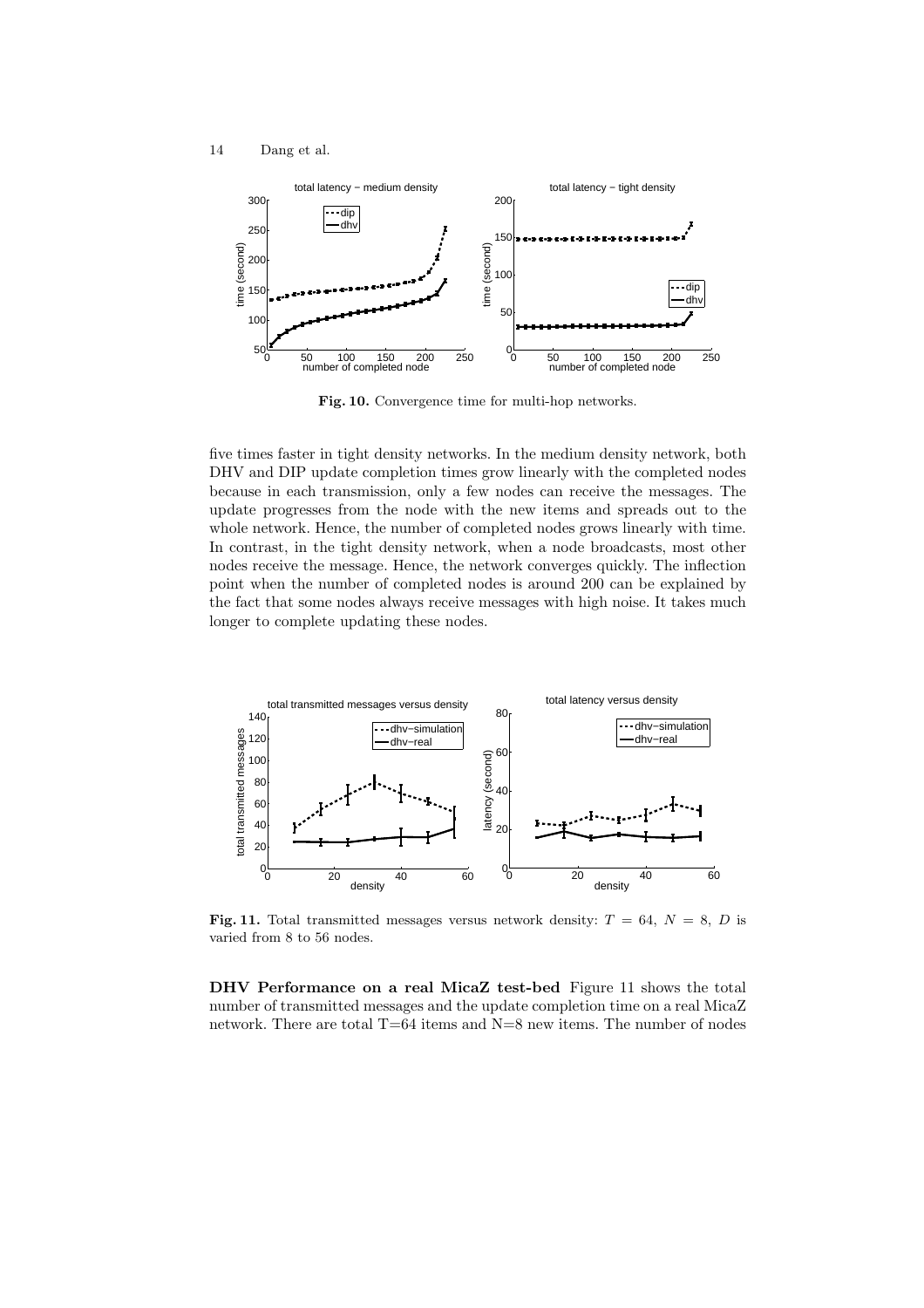**Fig. 10.** Convergence time for multi-hop networks.

five times faster in tight density networks. In the medium density network, both DHV and DIP update completion times grow linearly with the completed nodes because in each transmission, only a few nodes can receive the messages. The update progresses from the node with the new items and spreads out to the whole network. Hence, the number of completed nodes grows linearly with time. In contrast, in the tight density network, when a node broadcasts, most other nodes receive the message. Hence, the network converges quickly. The inflection point when the number of completed nodes is around 200 can be explained by the fact that some nodes always receive messages with high noise. It takes much longer to complete updating these nodes.

**Fig. 11.** Total transmitted messages versus network density: $T = 64$, $N = 8$, $D$ is varied from 8 to 56 nodes.

**DHV Performance on a real MicaZ test-bed** Figure 11 shows the total number of transmitted messages and the update completion time on a real MicaZ network. There are total T=64 items and N=8 new items. The number of nodes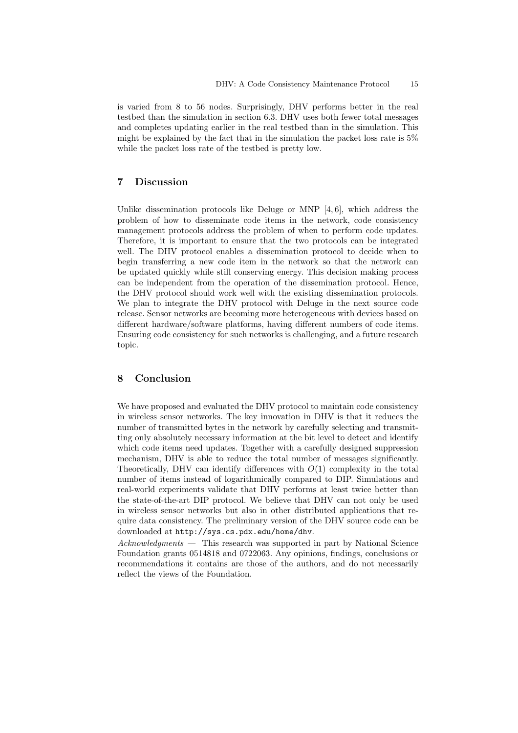is varied from 8 to 56 nodes. Surprisingly, DHV performs better in the real testbed than the simulation in section 6.3. DHV uses both fewer total messages and completes updating earlier in the real testbed than in the simulation. This might be explained by the fact that in the simulation the packet loss rate is 5% while the packet loss rate of the testbed is pretty low.

## 7 Discussion

Unlike dissemination protocols like Deluge or MNP [4, 6], which address the problem of how to disseminate code items in the network, code consistency management protocols address the problem of when to perform code updates. Therefore, it is important to ensure that the two protocols can be integrated well. The DHV protocol enables a dissemination protocol to decide when to begin transferring a new code item in the network so that the network can be updated quickly while still conserving energy. This decision making process can be independent from the operation of the dissemination protocol. Hence, the DHV protocol should work well with the existing dissemination protocols. We plan to integrate the DHV protocol with Deluge in the next source code release. Sensor networks are becoming more heterogeneous with devices based on different hardware/software platforms, having different numbers of code items. Ensuring code consistency for such networks is challenging, and a future research topic.

## 8 Conclusion

We have proposed and evaluated the DHV protocol to maintain code consistency in wireless sensor networks. The key innovation in DHV is that it reduces the number of transmitted bytes in the network by carefully selecting and transmitting only absolutely necessary information at the bit level to detect and identify which code items need updates. Together with a carefully designed suppression mechanism, DHV is able to reduce the total number of messages significantly. Theoretically, DHV can identify differences with $O(1)$ complexity in the total number of items instead of logarithmically compared to DIP. Simulations and real-world experiments validate that DHV performs at least twice better than the state-of-the-art DIP protocol. We believe that DHV can not only be used in wireless sensor networks but also in other distributed applications that require data consistency. The preliminary version of the DHV source code can be downloaded at `http://sys.cs.pdx.edu/home/dhv`.

*Acknowledgments* — This research was supported in part by National Science Foundation grants 0514818 and 0722063. Any opinions, findings, conclusions or recommendations it contains are those of the authors, and do not necessarily reflect the views of the Foundation.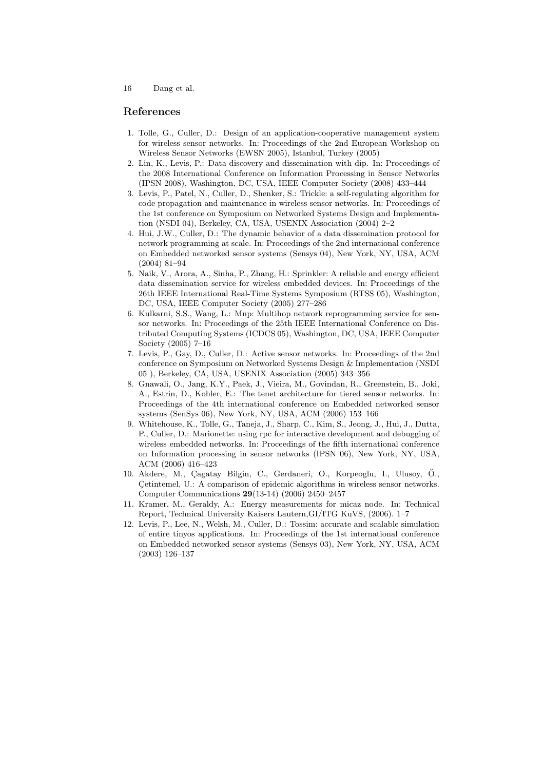## References

1. Tolle, G., Culler, D.: Design of an application-cooperative management system for wireless sensor networks. In: Proceedings of the 2nd European Workshop on Wireless Sensor Networks (EWSN 2005), Istanbul, Turkey (2005)
2. Lin, K., Levis, P.: Data discovery and dissemination with dip. In: Proceedings of the 2008 International Conference on Information Processing in Sensor Networks (IPSN 2008), Washington, DC, USA, IEEE Computer Society (2008) 433–444
3. Levis, P., Patel, N., Culler, D., Shenker, S.: Trickle: a self-regulating algorithm for code propagation and maintenance in wireless sensor networks. In: Proceedings of the 1st conference on Symposium on Networked Systems Design and Implementation (NSDI 04), Berkeley, CA, USA, USENIX Association (2004) 2–2
4. Hui, J.W., Culler, D.: The dynamic behavior of a data dissemination protocol for network programming at scale. In: Proceedings of the 2nd international conference on Embedded networked sensor systems (Sensys 04), New York, NY, USA, ACM (2004) 81–94
5. Naik, V., Arora, A., Sinha, P., Zhang, H.: Sprinkler: A reliable and energy efficient data dissemination service for wireless embedded devices. In: Proceedings of the 26th IEEE International Real-Time Systems Symposium (RTSS 05), Washington, DC, USA, IEEE Computer Society (2005) 277–286
6. Kulkarni, S.S., Wang, L.: Mnp: Multihop network reprogramming service for sensor networks. In: Proceedings of the 25th IEEE International Conference on Distributed Computing Systems (ICDCS 05), Washington, DC, USA, IEEE Computer Society (2005) 7–16
7. Levis, P., Gay, D., Culler, D.: Active sensor networks. In: Proceedings of the 2nd conference on Symposium on Networked Systems Design & Implementation (NSDI 05 ), Berkeley, CA, USA, USENIX Association (2005) 343–356
8. Gnawali, O., Jang, K.Y., Paek, J., Vieira, M., Govindan, R., Greenstein, B., Joki, A., Estrin, D., Kohler, E.: The tenet architecture for tiered sensor networks. In: Proceedings of the 4th international conference on Embedded networked sensor systems (SenSys 06), New York, NY, USA, ACM (2006) 153–166
9. Whitehouse, K., Tolle, G., Taneja, J., Sharp, C., Kim, S., Jeong, J., Hui, J., Dutta, P., Culler, D.: Marionette: using rpc for interactive development and debugging of wireless embedded networks. In: Proceedings of the fifth international conference on Information processing in sensor networks (IPSN 06), New York, NY, USA, ACM (2006) 416–423
10. Akdere, M., Çagatay Bilgin, C., Gerdaneri, O., Korpeoglu, I., Ulusoy, Ö., Çetintemel, U.: A comparison of epidemic algorithms in wireless sensor networks. Computer Communications **29**(13-14) (2006) 2450–2457
11. Kramer, M., Geraldy, A.: Energy measurements for micaz node. In: Technical Report, Technical University Kaisers Lautern,GI/ITG KuVS, (2006). 1–7
12. Levis, P., Lee, N., Welsh, M., Culler, D.: Tossim: accurate and scalable simulation of entire tinyos applications. In: Proceedings of the 1st international conference on Embedded networked sensor systems (Sensys 03), New York, NY, USA, ACM (2003) 126–137